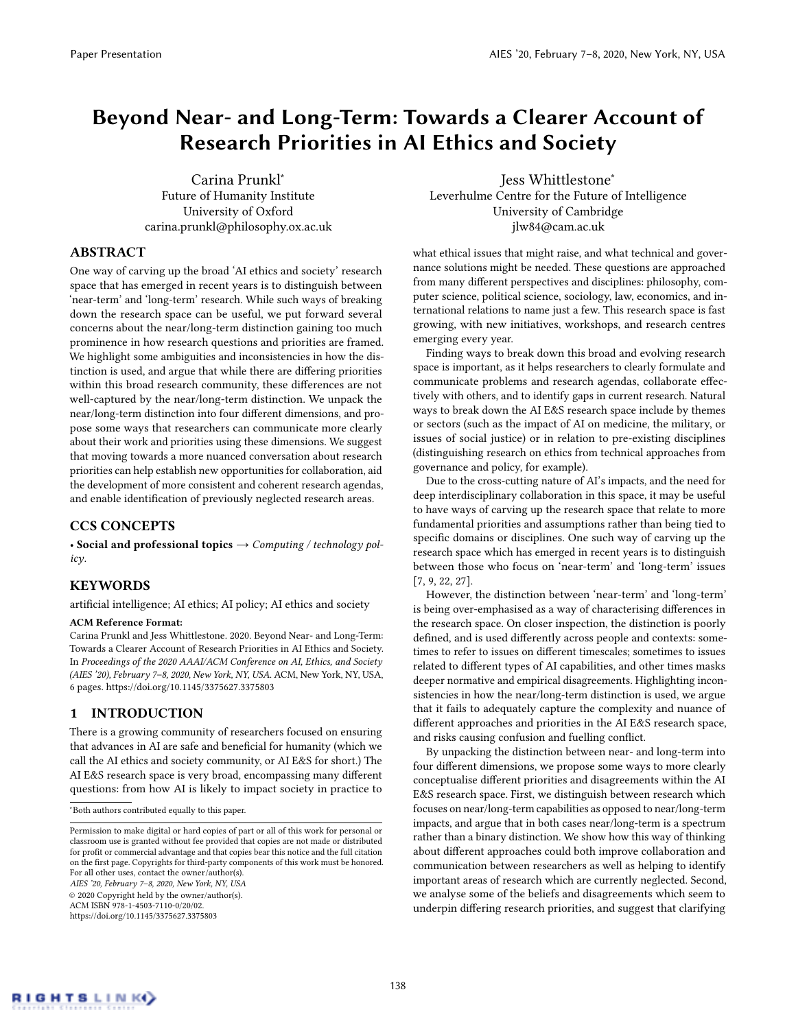# Beyond Near- and Long-Term: Towards a Clearer Account of Research Priorities in AI Ethics and Society

Carina Prunkl*
Future of Humanity Institute
University of Oxford
carina.prunkl@philosophy.ox.ac.uk

Jess Whittlestone*
Leverhulme Centre for the Future of Intelligence
University of Cambridge
jlw84@cam.ac.uk

## ABSTRACT

One way of carving up the broad 'AI ethics and society' research space that has emerged in recent years is to distinguish between 'near-term' and 'long-term' research. While such ways of breaking down the research space can be useful, we put forward several concerns about the near/long-term distinction gaining too much prominence in how research questions and priorities are framed. We highlight some ambiguities and inconsistencies in how the distinction is used, and argue that while there are differing priorities within this broad research community, these differences are not well-captured by the near/long-term distinction. We unpack the near/long-term distinction into four different dimensions, and propose some ways that researchers can communicate more clearly about their work and priorities using these dimensions. We suggest that moving towards a more nuanced conversation about research priorities can help establish new opportunities for collaboration, aid the development of more consistent and coherent research agendas, and enable identification of previously neglected research areas.

## CCS CONCEPTS

• **Social and professional topics** → *Computing / technology policy*.

## KEYWORDS

artificial intelligence; AI ethics; AI policy; AI ethics and society

**ACM Reference Format:**
Carina Prunkl and Jess Whittlestone. 2020. Beyond Near- and Long-Term: Towards a Clearer Account of Research Priorities in AI Ethics and Society. In *Proceedings of the 2020 AAAI/ACM Conference on AI, Ethics, and Society (AIES '20), February 7–8, 2020, New York, NY, USA.* ACM, New York, NY, USA, 6 pages. https://doi.org/10.1145/3375627.3375803

## 1 INTRODUCTION

There is a growing community of researchers focused on ensuring that advances in AI are safe and beneficial for humanity (which we call the AI ethics and society community, or AI E&S for short.) The AI E&S research space is very broad, encompassing many different questions: from how AI is likely to impact society in practice to what ethical issues that might raise, and what technical and governance solutions might be needed. These questions are approached from many different perspectives and disciplines: philosophy, computer science, political science, sociology, law, economics, and international relations to name just a few. This research space is fast growing, with new initiatives, workshops, and research centres emerging every year.

Finding ways to break down this broad and evolving research space is important, as it helps researchers to clearly formulate and communicate problems and research agendas, collaborate effectively with others, and to identify gaps in current research. Natural ways to break down the AI E&S research space include by themes or sectors (such as the impact of AI on medicine, the military, or issues of social justice) or in relation to pre-existing disciplines (distinguishing research on ethics from technical approaches from governance and policy, for example).

Due to the cross-cutting nature of AI's impacts, and the need for deep interdisciplinary collaboration in this space, it may be useful to have ways of carving up the research space that relate to more fundamental priorities and assumptions rather than being tied to specific domains or disciplines. One such way of carving up the research space which has emerged in recent years is to distinguish between those who focus on 'near-term' and 'long-term' issues [7, 9, 22, 27].

However, the distinction between 'near-term' and 'long-term' is being over-emphasised as a way of characterising differences in the research space. On closer inspection, the distinction is poorly defined, and is used differently across people and contexts: sometimes to refer to issues on different timescales; sometimes to issues related to different types of AI capabilities, and other times masks deeper normative and empirical disagreements. Highlighting inconsistencies in how the near/long-term distinction is used, we argue that it fails to adequately capture the complexity and nuance of different approaches and priorities in the AI E&S research space, and risks causing confusion and fuelling conflict.

By unpacking the distinction between near- and long-term into four different dimensions, we propose some ways to more clearly conceptualise different priorities and disagreements within the AI E&S research space. First, we distinguish between research which focuses on near/long-term capabilities as opposed to near/long-term impacts, and argue that in both cases near/long-term is a spectrum rather than a binary distinction. We show how this way of thinking about different approaches could both improve collaboration and communication between researchers as well as helping to identify important areas of research which are currently neglected. Second, we analyse some of the beliefs and disagreements which seem to underpin differing research priorities, and suggest that clarifying

*Both authors contributed equally to this paper.

Permission to make digital or hard copies of part or all of this work for personal or classroom use is granted without fee provided that copies are not made or distributed for profit or commercial advantage and that copies bear this notice and the full citation on the first page. Copyrights for third-party components of this work must be honored. For all other uses, contact the owner/author(s).
*AIES '20, February 7–8, 2020, New York, NY, USA*
© 2020 Copyright held by the owner/author(s).
ACM ISBN 978-1-4503-7110-0/20/02.
https://doi.org/10.1145/3375627.3375803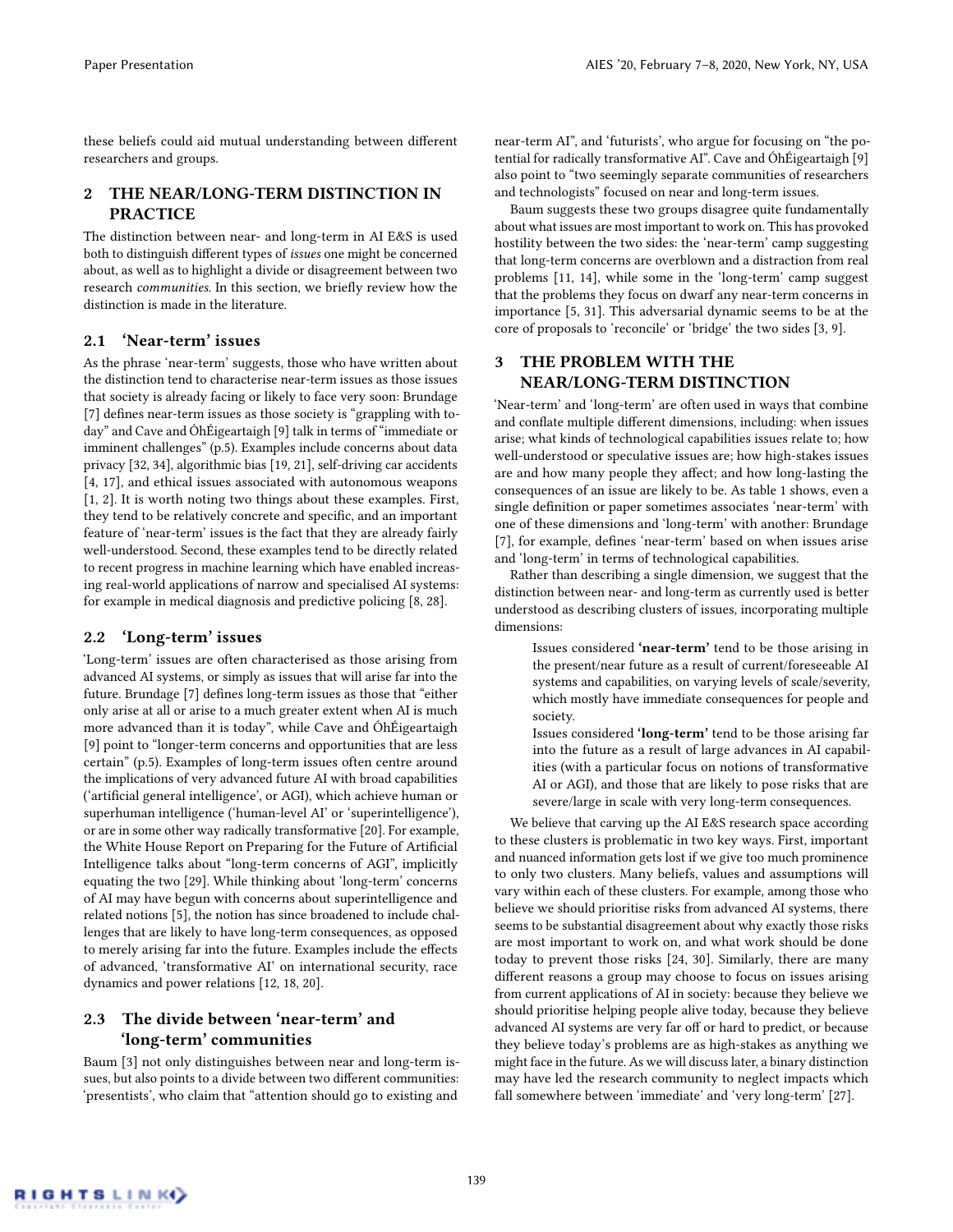these beliefs could aid mutual understanding between different researchers and groups.

## 2 THE NEAR/LONG-TERM DISTINCTION IN PRACTICE

The distinction between near- and long-term in AI E&S is used both to distinguish different types of *issues* one might be concerned about, as well as to highlight a divide or disagreement between two research *communities*. In this section, we briefly review how the distinction is made in the literature.

### 2.1 'Near-term' issues

As the phrase 'near-term' suggests, those who have written about the distinction tend to characterise near-term issues as those issues that society is already facing or likely to face very soon: Brundage [7] defines near-term issues as those society is "grappling with today" and Cave and ÓhÉigeartaigh [9] talk in terms of "immediate or imminent challenges" (p.5). Examples include concerns about data privacy [32, 34], algorithmic bias [19, 21], self-driving car accidents [4, 17], and ethical issues associated with autonomous weapons [1, 2]. It is worth noting two things about these examples. First, they tend to be relatively concrete and specific, and an important feature of 'near-term' issues is the fact that they are already fairly well-understood. Second, these examples tend to be directly related to recent progress in machine learning which have enabled increasing real-world applications of narrow and specialised AI systems: for example in medical diagnosis and predictive policing [8, 28].

### 2.2 'Long-term' issues

'Long-term' issues are often characterised as those arising from advanced AI systems, or simply as issues that will arise far into the future. Brundage [7] defines long-term issues as those that "either only arise at all or arise to a much greater extent when AI is much more advanced than it is today", while Cave and ÓhÉigeartaigh [9] point to "longer-term concerns and opportunities that are less certain" (p.5). Examples of long-term issues often centre around the implications of very advanced future AI with broad capabilities ('artificial general intelligence', or AGI), which achieve human or superhuman intelligence ('human-level AI' or 'superintelligence'), or are in some other way radically transformative [20]. For example, the White House Report on Preparing for the Future of Artificial Intelligence talks about "long-term concerns of AGI", implicitly equating the two [29]. While thinking about 'long-term' concerns of AI may have begun with concerns about superintelligence and related notions [5], the notion has since broadened to include challenges that are likely to have long-term consequences, as opposed to merely arising far into the future. Examples include the effects of advanced, 'transformative AI' on international security, race dynamics and power relations [12, 18, 20].

### 2.3 The divide between 'near-term' and 'long-term' communities

Baum [3] not only distinguishes between near and long-term issues, but also points to a divide between two different communities: 'presentists', who claim that "attention should go to existing and near-term AI", and 'futurists', who argue for focusing on "the potential for radically transformative AI". Cave and ÓhÉigeartaigh [9] also point to "two seemingly separate communities of researchers and technologists" focused on near and long-term issues.

Baum suggests these two groups disagree quite fundamentally about what issues are most important to work on. This has provoked hostility between the two sides: the 'near-term' camp suggesting that long-term concerns are overblown and a distraction from real problems [11, 14], while some in the 'long-term' camp suggest that the problems they focus on dwarf any near-term concerns in importance [5, 31]. This adversarial dynamic seems to be at the core of proposals to 'reconcile' or 'bridge' the two sides [3, 9].

## 3 THE PROBLEM WITH THE NEAR/LONG-TERM DISTINCTION

'Near-term' and 'long-term' are often used in ways that combine and conflate multiple different dimensions, including: when issues arise; what kinds of technological capabilities issues relate to; how well-understood or speculative issues are; how high-stakes issues are and how many people they affect; and how long-lasting the consequences of an issue are likely to be. As table 1 shows, even a single definition or paper sometimes associates 'near-term' with one of these dimensions and 'long-term' with another: Brundage [7], for example, defines 'near-term' based on when issues arise and 'long-term' in terms of technological capabilities.

Rather than describing a single dimension, we suggest that the distinction between near- and long-term as currently used is better understood as describing clusters of issues, incorporating multiple dimensions:

> Issues considered **'near-term'** tend to be those arising in the present/near future as a result of current/foreseeable AI systems and capabilities, on varying levels of scale/severity, which mostly have immediate consequences for people and society.
>
> Issues considered **'long-term'** tend to be those arising far into the future as a result of large advances in AI capabilities (with a particular focus on notions of transformative AI or AGI), and those that are likely to pose risks that are severe/large in scale with very long-term consequences.

We believe that carving up the AI E&S research space according to these clusters is problematic in two key ways. First, important and nuanced information gets lost if we give too much prominence to only two clusters. Many beliefs, values and assumptions will vary within each of these clusters. For example, among those who believe we should prioritise risks from advanced AI systems, there seems to be substantial disagreement about why exactly those risks are most important to work on, and what work should be done today to prevent those risks [24, 30]. Similarly, there are many different reasons a group may choose to focus on issues arising from current applications of AI in society: because they believe we should prioritise helping people alive today, because they believe advanced AI systems are very far off or hard to predict, or because they believe today's problems are as high-stakes as anything we might face in the future. As we will discuss later, a binary distinction may have led the research community to neglect impacts which fall somewhere between 'immediate' and 'very long-term' [27].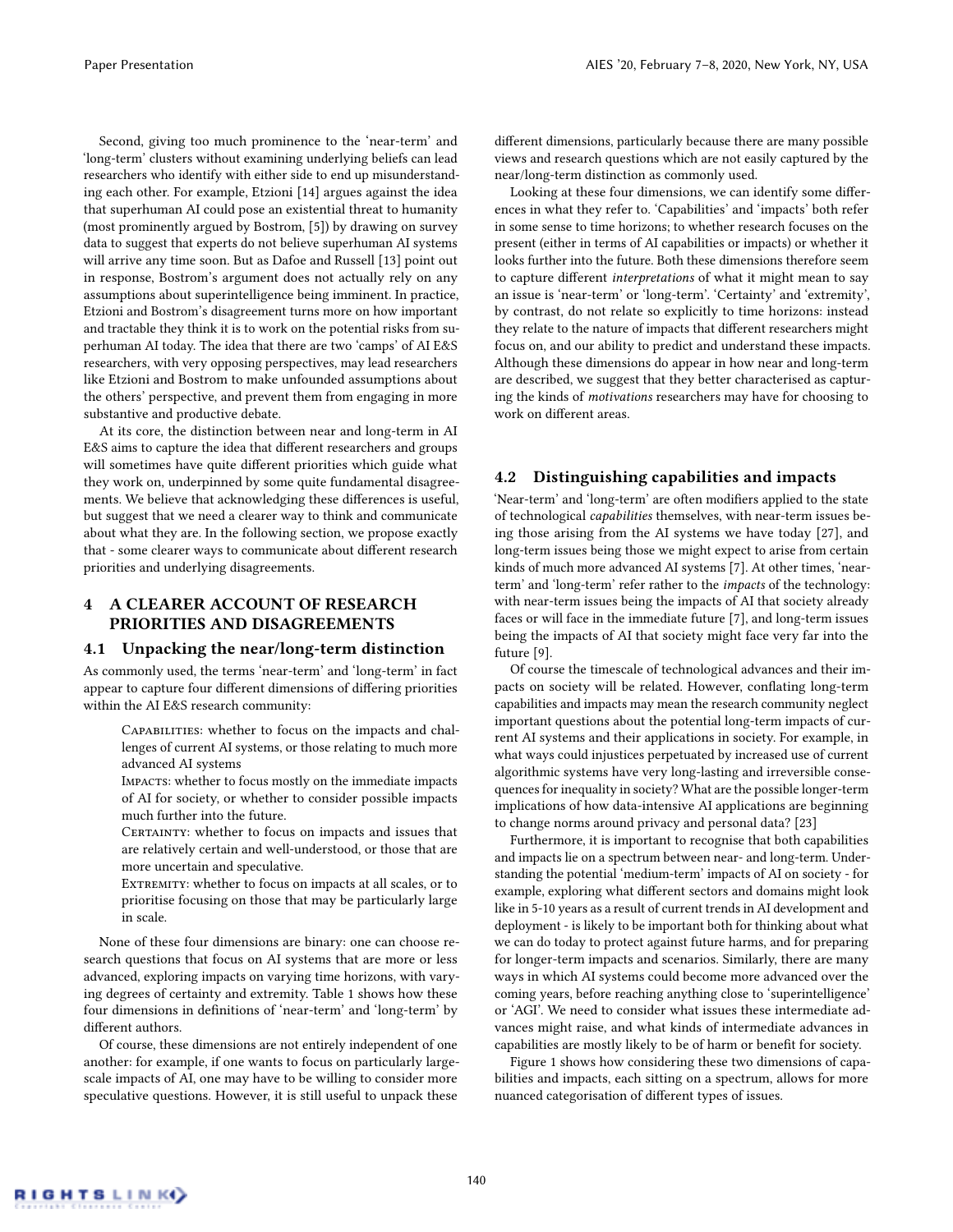Second, giving too much prominence to the 'near-term' and 'long-term' clusters without examining underlying beliefs can lead researchers who identify with either side to end up misunderstanding each other. For example, Etzioni [14] argues against the idea that superhuman AI could pose an existential threat to humanity (most prominently argued by Bostrom, [5]) by drawing on survey data to suggest that experts do not believe superhuman AI systems will arrive any time soon. But as Dafoe and Russell [13] point out in response, Bostrom's argument does not actually rely on any assumptions about superintelligence being imminent. In practice, Etzioni and Bostrom's disagreement turns more on how important and tractable they think it is to work on the potential risks from superhuman AI today. The idea that there are two 'camps' of AI E&S researchers, with very opposing perspectives, may lead researchers like Etzioni and Bostrom to make unfounded assumptions about the others' perspective, and prevent them from engaging in more substantive and productive debate.

At its core, the distinction between near and long-term in AI E&S aims to capture the idea that different researchers and groups will sometimes have quite different priorities which guide what they work on, underpinned by some quite fundamental disagreements. We believe that acknowledging these differences is useful, but suggest that we need a clearer way to think and communicate about what they are. In the following section, we propose exactly that - some clearer ways to communicate about different research priorities and underlying disagreements.

# 4 A CLEARER ACCOUNT OF RESEARCH PRIORITIES AND DISAGREEMENTS

## 4.1 Unpacking the near/long-term distinction

As commonly used, the terms 'near-term' and 'long-term' in fact appear to capture four different dimensions of differing priorities within the AI E&S research community:

> Capabilities: whether to focus on the impacts and challenges of current AI systems, or those relating to much more advanced AI systems
>
> Impacts: whether to focus mostly on the immediate impacts of AI for society, or whether to consider possible impacts much further into the future.
>
> Certainty: whether to focus on impacts and issues that are relatively certain and well-understood, or those that are more uncertain and speculative.
>
> Extremity: whether to focus on impacts at all scales, or to prioritise focusing on those that may be particularly large in scale.

None of these four dimensions are binary: one can choose research questions that focus on AI systems that are more or less advanced, exploring impacts on varying time horizons, with varying degrees of certainty and extremity. Table 1 shows how these four dimensions in definitions of 'near-term' and 'long-term' by different authors.

Of course, these dimensions are not entirely independent of one another: for example, if one wants to focus on particularly large-scale impacts of AI, one may have to be willing to consider more speculative questions. However, it is still useful to unpack these different dimensions, particularly because there are many possible views and research questions which are not easily captured by the near/long-term distinction as commonly used.

Looking at these four dimensions, we can identify some differences in what they refer to. 'Capabilities' and 'impacts' both refer in some sense to time horizons; to whether research focuses on the present (either in terms of AI capabilities or impacts) or whether it looks further into the future. Both these dimensions therefore seem to capture different *interpretations* of what it might mean to say an issue is 'near-term' or 'long-term'. 'Certainty' and 'extremity', by contrast, do not relate so explicitly to time horizons: instead they relate to the nature of impacts that different researchers might focus on, and our ability to predict and understand these impacts. Although these dimensions do appear in how near and long-term are described, we suggest that they better characterised as capturing the kinds of *motivations* researchers may have for choosing to work on different areas.

## 4.2 Distinguishing capabilities and impacts

'Near-term' and 'long-term' are often modifiers applied to the state of technological *capabilities* themselves, with near-term issues being those arising from the AI systems we have today [27], and long-term issues being those we might expect to arise from certain kinds of much more advanced AI systems [7]. At other times, 'near-term' and 'long-term' refer rather to the *impacts* of the technology: with near-term issues being the impacts of AI that society already faces or will face in the immediate future [7], and long-term issues being the impacts of AI that society might face very far into the future [9].

Of course the timescale of technological advances and their impacts on society will be related. However, conflating long-term capabilities and impacts may mean the research community neglect important questions about the potential long-term impacts of current AI systems and their applications in society. For example, in what ways could injustices perpetuated by increased use of current algorithmic systems have very long-lasting and irreversible consequences for inequality in society? What are the possible longer-term implications of how data-intensive AI applications are beginning to change norms around privacy and personal data? [23]

Furthermore, it is important to recognise that both capabilities and impacts lie on a spectrum between near- and long-term. Understanding the potential 'medium-term' impacts of AI on society - for example, exploring what different sectors and domains might look like in 5-10 years as a result of current trends in AI development and deployment - is likely to be important both for thinking about what we can do today to protect against future harms, and for preparing for longer-term impacts and scenarios. Similarly, there are many ways in which AI systems could become more advanced over the coming years, before reaching anything close to 'superintelligence' or 'AGI'. We need to consider what issues these intermediate advances might raise, and what kinds of intermediate advances in capabilities are mostly likely to be of harm or benefit for society.

Figure 1 shows how considering these two dimensions of capabilities and impacts, each sitting on a spectrum, allows for more nuanced categorisation of different types of issues.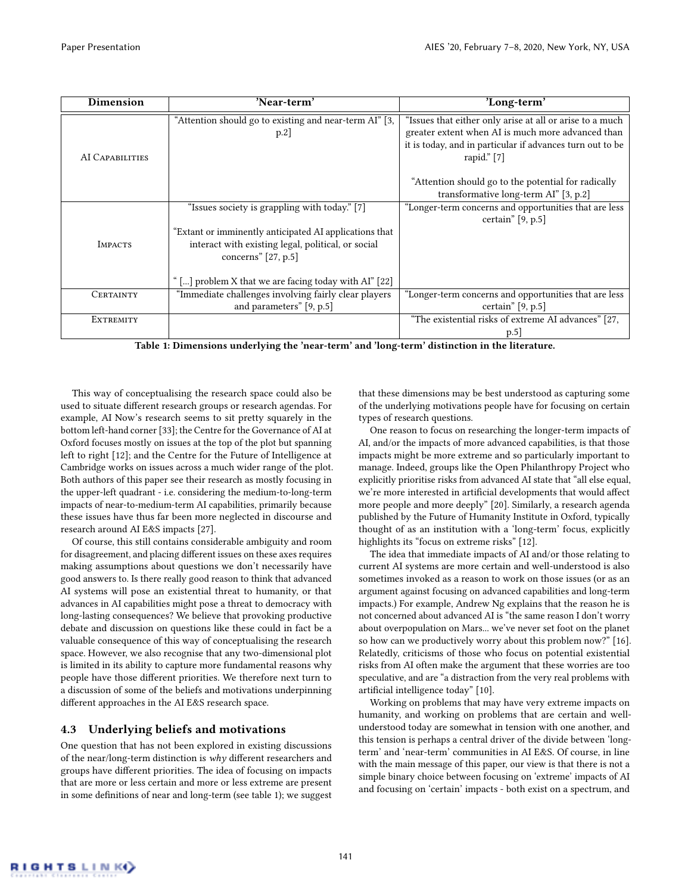| Dimension | 'Near-term' | 'Long-term' |
| --- | --- | --- |
| AI Capabilities | "Attention should go to existing and near-term AI" [3, p.2] | "Issues that either only arise at all or arise to a much greater extent when AI is much more advanced than it is today, and in particular if advances turn out to be rapid." [7]<br><br>"Attention should go to the potential for radically transformative long-term AI" [3, p.2] |
| Impacts | "Issues society is grappling with today." [7]<br><br>"Extant or imminently anticipated AI applications that interact with existing legal, political, or social concerns" [27, p.5]<br><br>" [...] problem X that we are facing today with AI" [22] | "Longer-term concerns and opportunities that are less certain" [9, p.5] |
| Certainty | "Immediate challenges involving fairly clear players and parameters" [9, p.5] | "Longer-term concerns and opportunities that are less certain" [9, p.5] |
| Extremity | | "The existential risks of extreme AI advances" [27, p.5] |

**Table 1: Dimensions underlying the 'near-term' and 'long-term' distinction in the literature.**

This way of conceptualising the research space could also be used to situate different research groups or research agendas. For example, AI Now's research seems to sit pretty squarely in the bottom left-hand corner [33]; the Centre for the Governance of AI at Oxford focuses mostly on issues at the top of the plot but spanning left to right [12]; and the Centre for the Future of Intelligence at Cambridge works on issues across a much wider range of the plot. Both authors of this paper see their research as mostly focusing in the upper-left quadrant - i.e. considering the medium-to-long-term impacts of near-to-medium-term AI capabilities, primarily because these issues have thus far been more neglected in discourse and research around AI E&S impacts [27].

Of course, this still contains considerable ambiguity and room for disagreement, and placing different issues on these axes requires making assumptions about questions we don't necessarily have good answers to. Is there really good reason to think that advanced AI systems will pose an existential threat to humanity, or that advances in AI capabilities might pose a threat to democracy with long-lasting consequences? We believe that provoking productive debate and discussion on questions like these could in fact be a valuable consequence of this way of conceptualising the research space. However, we also recognise that any two-dimensional plot is limited in its ability to capture more fundamental reasons why people have those different priorities. We therefore next turn to a discussion of some of the beliefs and motivations underpinning different approaches in the AI E&S research space.

## 4.3 Underlying beliefs and motivations

One question that has not been explored in existing discussions of the near/long-term distinction is *why* different researchers and groups have different priorities. The idea of focusing on impacts that are more or less certain and more or less extreme are present in some definitions of near and long-term (see table 1); we suggest that these dimensions may be best understood as capturing some of the underlying motivations people have for focusing on certain types of research questions.

One reason to focus on researching the longer-term impacts of AI, and/or the impacts of more advanced capabilities, is that those impacts might be more extreme and so particularly important to manage. Indeed, groups like the Open Philanthropy Project who explicitly prioritise risks from advanced AI state that "all else equal, we're more interested in artificial developments that would affect more people and more deeply" [20]. Similarly, a research agenda published by the Future of Humanity Institute in Oxford, typically thought of as an institution with a 'long-term' focus, explicitly highlights its "focus on extreme risks" [12].

The idea that immediate impacts of AI and/or those relating to current AI systems are more certain and well-understood is also sometimes invoked as a reason to work on those issues (or as an argument against focusing on advanced capabilities and long-term impacts.) For example, Andrew Ng explains that the reason he is not concerned about advanced AI is "the same reason I don't worry about overpopulation on Mars... we've never set foot on the planet so how can we productively worry about this problem now?" [16]. Relatedly, criticisms of those who focus on potential existential risks from AI often make the argument that these worries are too speculative, and are "a distraction from the very real problems with artificial intelligence today" [10].

Working on problems that may have very extreme impacts on humanity, and working on problems that are certain and well-understood today are somewhat in tension with one another, and this tension is perhaps a central driver of the divide between 'long-term' and 'near-term' communities in AI E&S. Of course, in line with the main message of this paper, our view is that there is not a simple binary choice between focusing on 'extreme' impacts of AI and focusing on 'certain' impacts - both exist on a spectrum, and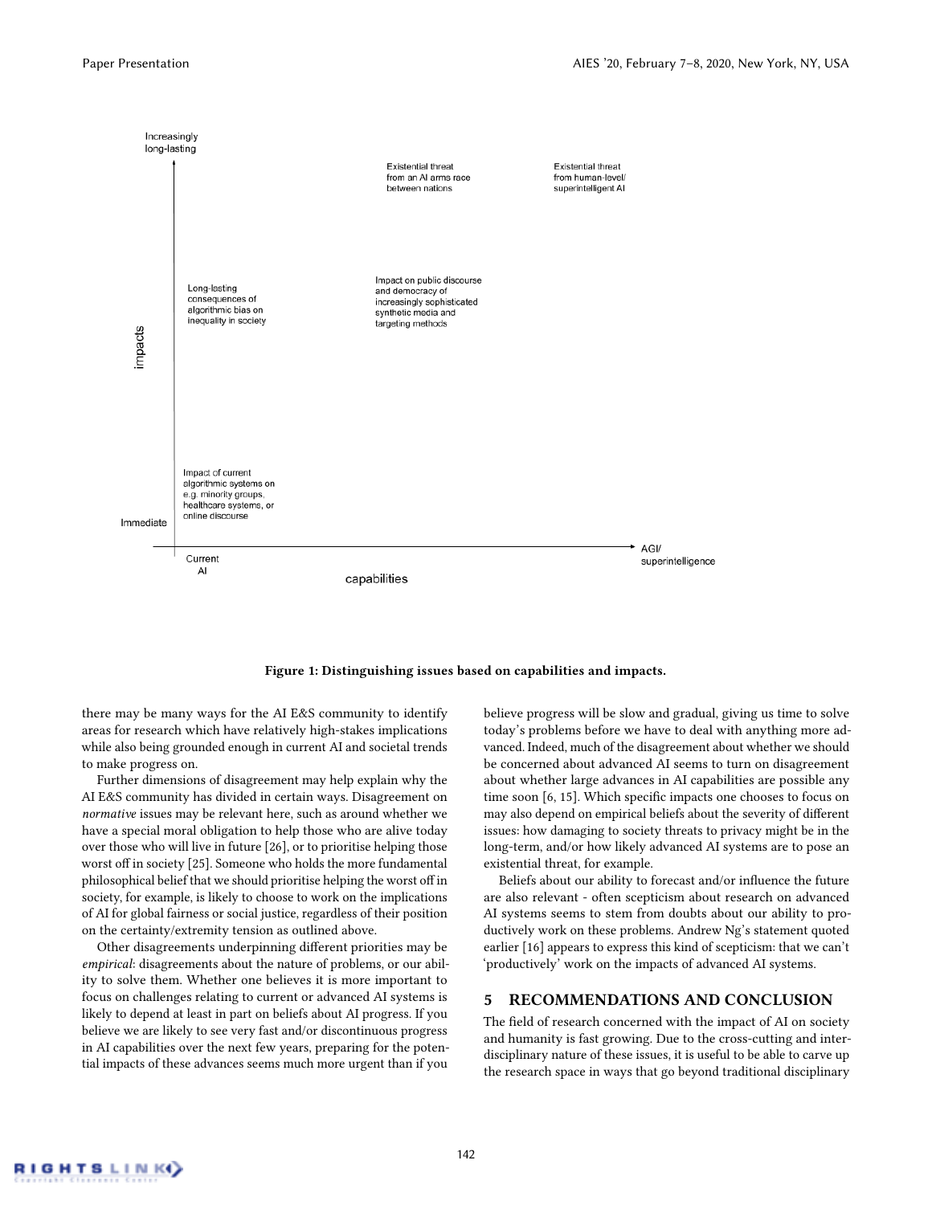Increasingly long-lasting

impacts

Immediate

Existential threat from an AI arms race between nations

Existential threat from human-level/ superintelligent AI

Long-lasting consequences of algorithmic bias on inequality in society

Impact on public discourse and democracy of increasingly sophisticated synthetic media and targeting methods

Impact of current algorithmic systems on e.g. minority groups, healthcare systems, or online discourse

Current AI

capabilities

AGI/ superintelligence

**Figure 1: Distinguishing issues based on capabilities and impacts.**

there may be many ways for the AI E&S community to identify areas for research which have relatively high-stakes implications while also being grounded enough in current AI and societal trends to make progress on.

Further dimensions of disagreement may help explain why the AI E&S community has divided in certain ways. Disagreement on *normative* issues may be relevant here, such as around whether we have a special moral obligation to help those who are alive today over those who will live in future [26], or to prioritise helping those worst off in society [25]. Someone who holds the more fundamental philosophical belief that we should prioritise helping the worst off in society, for example, is likely to choose to work on the implications of AI for global fairness or social justice, regardless of their position on the certainty/extremity tension as outlined above.

Other disagreements underpinning different priorities may be *empirical*: disagreements about the nature of problems, or our ability to solve them. Whether one believes it is more important to focus on challenges relating to current or advanced AI systems is likely to depend at least in part on beliefs about AI progress. If you believe we are likely to see very fast and/or discontinuous progress in AI capabilities over the next few years, preparing for the potential impacts of these advances seems much more urgent than if you believe progress will be slow and gradual, giving us time to solve today's problems before we have to deal with anything more advanced. Indeed, much of the disagreement about whether we should be concerned about advanced AI seems to turn on disagreement about whether large advances in AI capabilities are possible any time soon [6, 15]. Which specific impacts one chooses to focus on may also depend on empirical beliefs about the severity of different issues: how damaging to society threats to privacy might be in the long-term, and/or how likely advanced AI systems are to pose an existential threat, for example.

Beliefs about our ability to forecast and/or influence the future are also relevant - often scepticism about research on advanced AI systems seems to stem from doubts about our ability to productively work on these problems. Andrew Ng's statement quoted earlier [16] appears to express this kind of scepticism: that we can't 'productively' work on the impacts of advanced AI systems.

## 5 RECOMMENDATIONS AND CONCLUSION

The field of research concerned with the impact of AI on society and humanity is fast growing. Due to the cross-cutting and interdisciplinary nature of these issues, it is useful to be able to carve up the research space in ways that go beyond traditional disciplinary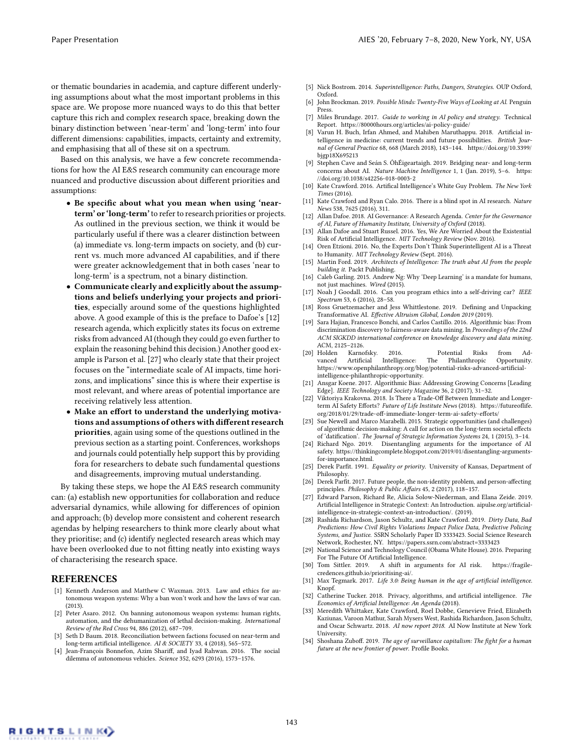or thematic boundaries in academia, and capture different underlying assumptions about what the most important problems in this space are. We propose more nuanced ways to do this that better capture this rich and complex research space, breaking down the binary distinction between 'near-term' and 'long-term' into four different dimensions: capabilities, impacts, certainty and extremity, and emphasising that all of these sit on a spectrum.

Based on this analysis, we have a few concrete recommendations for how the AI E&S research community can encourage more nuanced and productive discussion about different priorities and assumptions:

- **Be specific about what you mean when using 'near-term' or 'long-term'** to refer to research priorities or projects. As outlined in the previous section, we think it would be particularly useful if there was a clearer distinction between (a) immediate vs. long-term impacts on society, and (b) current vs. much more advanced AI capabilities, and if there were greater acknowledgement that in both cases 'near to long-term' is a spectrum, not a binary distinction.
- **Communicate clearly and explicitly about the assumptions and beliefs underlying your projects and priorities**, especially around some of the questions highlighted above. A good example of this is the preface to Dafoe's [12] research agenda, which explicitly states its focus on extreme risks from advanced AI (though they could go even further to explain the reasoning behind this decision.) Another good example is Parson et al. [27] who clearly state that their project focuses on the "intermediate scale of AI impacts, time horizons, and implications" since this is where their expertise is most relevant, and where areas of potential importance are receiving relatively less attention.
- **Make an effort to understand the underlying motivations and assumptions of others with different research priorities**, again using some of the questions outlined in the previous section as a starting point. Conferences, workshops and journals could potentially help support this by providing fora for researchers to debate such fundamental questions and disagreements, improving mutual understanding.

By taking these steps, we hope the AI E&S research community can: (a) establish new opportunities for collaboration and reduce adversarial dynamics, while allowing for differences of opinion and approach; (b) develop more consistent and coherent research agendas by helping researchers to think more clearly about what they prioritise; and (c) identify neglected research areas which may have been overlooked due to not fitting neatly into existing ways of characterising the research space.

## REFERENCES

[1] Kenneth Anderson and Matthew C Waxman. 2013. Law and ethics for autonomous weapon systems: Why a ban won't work and how the laws of war can. (2013).

[2] Peter Asaro. 2012. On banning autonomous weapon systems: human rights, automation, and the dehumanization of lethal decision-making. *International Review of the Red Cross* 94, 886 (2012), 687–709.

[3] Seth D Baum. 2018. Reconciliation between factions focused on near-term and long-term artificial intelligence. *AI & SOCIETY* 33, 4 (2018), 565–572.

[4] Jean-François Bonnefon, Azim Shariff, and Iyad Rahwan. 2016. The social dilemma of autonomous vehicles. *Science* 352, 6293 (2016), 1573–1576.

[5] Nick Bostrom. 2014. *Superintelligence: Paths, Dangers, Strategies.* OUP Oxford, Oxford.

[6] John Brockman. 2019. *Possible Minds: Twenty-Five Ways of Looking at AI.* Penguin Press.

[7] Miles Brundage. 2017. *Guide to working in AI policy and strategy.* Technical Report. https://80000hours.org/articles/ai-policy-guide/

[8] Varun H. Buch, Irfan Ahmed, and Mahiben Maruthappu. 2018. Artificial intelligence in medicine: current trends and future possibilities. *British Journal of General Practice* 68, 668 (March 2018), 143–144. https://doi.org/10.3399/bjgp18X695213

[9] Stephen Cave and Seán S. ÓhÉigeartaigh. 2019. Bridging near- and long-term concerns about AI. *Nature Machine Intelligence* 1, 1 (Jan. 2019), 5–6. https://doi.org/10.1038/s42256-018-0003-2

[10] Kate Crawford. 2016. Artifical Intelligence's White Guy Problem. *The New York Times* (2016).

[11] Kate Crawford and Ryan Calo. 2016. There is a blind spot in AI research. *Nature News* 538, 7625 (2016), 311.

[12] Allan Dafoe. 2018. AI Governance: A Research Agenda. *Center for the Governance of AI, Future of Humanity Institute, University of Oxford* (2018).

[13] Allan Dafoe and Stuart Russel. 2016. Yes, We Are Worried About the Existential Risk of Artificial Intelligence. *MIT Technology Review* (Nov. 2016).

[14] Oren Etzioni. 2016. No, the Experts Don't Think Superintelligent AI is a Threat to Humanity. *MIT Technology Review* (Sept. 2016).

[15] Martin Ford. 2019. *Architects of Intelligence: The truth abut AI from the people building it.* Packt Publishing.

[16] Caleb Garling. 2015. Andrew Ng: Why 'Deep Learning' is a mandate for humans, not just machines. *Wired* (2015).

[17] Noah J Goodall. 2016. Can you program ethics into a self-driving car? *IEEE Spectrum* 53, 6 (2016), 28–58.

[18] Ross Gruetzemacher and Jess Whittlestone. 2019. Defining and Unpacking Transformative AI. *Effective Altruism Global, London 2019* (2019).

[19] Sara Hajian, Francesco Bonchi, and Carlos Castillo. 2016. Algorithmic bias: From discrimination discovery to fairness-aware data mining. In *Proceedings of the 22nd ACM SIGKDD international conference on knowledge discovery and data mining*. ACM, 2125–2126.

[20] Holden Karnofsky. 2016. Potential Risks from Advanced Artificial Intelligence: The Philanthropic Opportunity. https://www.openphilanthropy.org/blog/potential-risks-advanced-artificial-intelligence-philanthropic-opportunity.

[21] Ansgar Koene. 2017. Algorithmic Bias: Addressing Growing Concerns [Leading Edge]. *IEEE Technology and Society Magazine* 36, 2 (2017), 31–32.

[22] Viktoriya Krakovna. 2018. Is There a Trade-Off Between Immediate and Longer-term AI Safety Efforts? *Future of Life Institute News* (2018). https://futureoflife.org/2018/01/29/trade-off-immediate-longer-term-ai-safety-efforts/

[23] Sue Newell and Marco Marabelli. 2015. Strategic opportunities (and challenges) of algorithmic decision-making: A call for action on the long-term societal effects of 'datification'. *The Journal of Strategic Information Systems* 24, 1 (2015), 3–14.

[24] Richard Ngo. 2019. Disentangling arguments for the importance of AI safety. https://thinkingcomplete.blogspot.com/2019/01/disentangling-arguments-for-importance.html.

[25] Derek Parfit. 1991. *Equality or priority.* University of Kansas, Department of Philosophy.

[26] Derek Parfit. 2017. Future people, the non-identity problem, and person-affecting principles. *Philosophy & Public Affairs* 45, 2 (2017), 118–157.

[27] Edward Parson, Richard Re, Alicia Solow-Niederman, and Elana Zeide. 2019. Artificial Intelligence in Strategic Context: An Introduction. aipulse.org/artificial-intelligence-in-strategic-context-an-introduction/. (2019).

[28] Rashida Richardson, Jason Schultz, and Kate Crawford. 2019. *Dirty Data, Bad Predictions: How Civil Rights Violations Impact Police Data, Predictive Policing Systems, and Justice.* SSRN Scholarly Paper ID 3333423. Social Science Research Network, Rochester, NY. https://papers.ssrn.com/abstract=3333423

[29] National Science and Technology Council (Obama White House). 2016. Preparing For The Future Of Artificial Intelligence.

[30] Tom Sittler. 2019. A shift in arguments for AI risk. https://fragile-credences.github.io/prioritising-ai/.

[31] Max Tegmark. 2017. *Life 3.0: Being human in the age of artificial intelligence.* Knopf.

[32] Catherine Tucker. 2018. Privacy, algorithms, and artificial intelligence. *The Economics of Artificial Intelligence: An Agenda* (2018).

[33] Meredith Whittaker, Kate Crawford, Roel Dobbe, Genevieve Fried, Elizabeth Kaziunas, Varoon Mathur, Sarah Mysers West, Rashida Richardson, Jason Schultz, and Oscar Schwartz. 2018. *AI now report 2018.* AI Now Institute at New York University.

[34] Shoshana Zuboff. 2019. *The age of surveillance capitalism: The fight for a human future at the new frontier of power.* Profile Books.